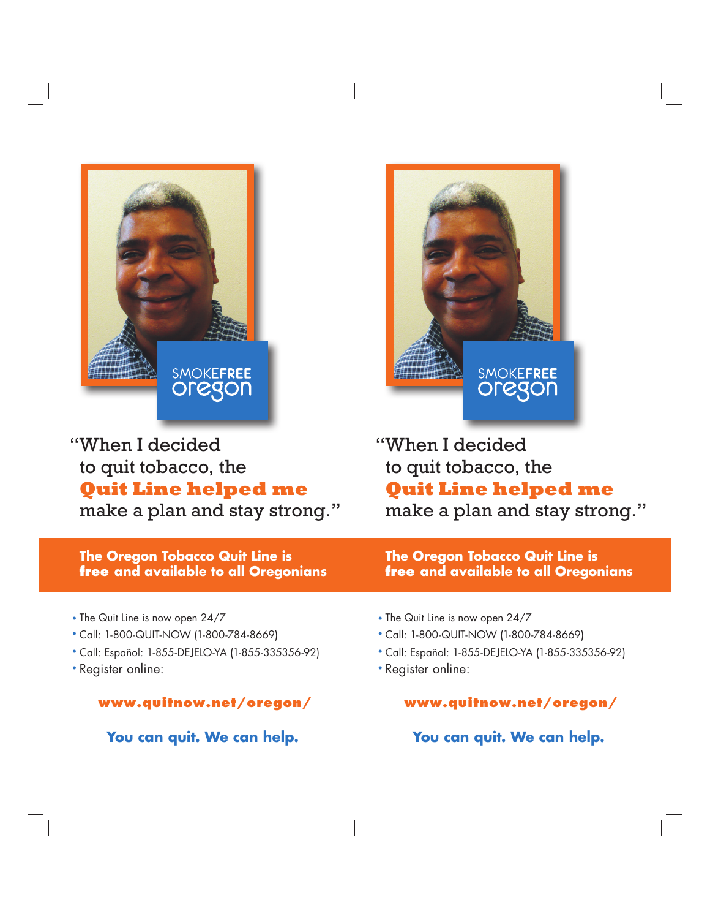SMOKEFREE oregon

"When I decided to quit tobacco, the **Quit Line helped me** make a plan and stay strong."

**The Oregon Tobacco Quit Line is free and available to all Oregonians**

- The Quit Line is now open 24/7
- Call: 1-800-QUIT-NOW (1-800-784-8669)
- Call: Español: 1-855-DEJELO-YA (1-855-335356-92)
- Register online:

**www.quitnow.net/oregon/**

**You can quit. We can help.**

SMOKEFREE oregon

"When I decided to quit tobacco, the **Quit Line helped me** make a plan and stay strong."

**The Oregon Tobacco Quit Line is free and available to all Oregonians**

- The Quit Line is now open 24/7
- Call: 1-800-QUIT-NOW (1-800-784-8669)
- Call: Español: 1-855-DEJELO-YA (1-855-335356-92)
- Register online:

**www.quitnow.net/oregon/**

**You can quit. We can help.**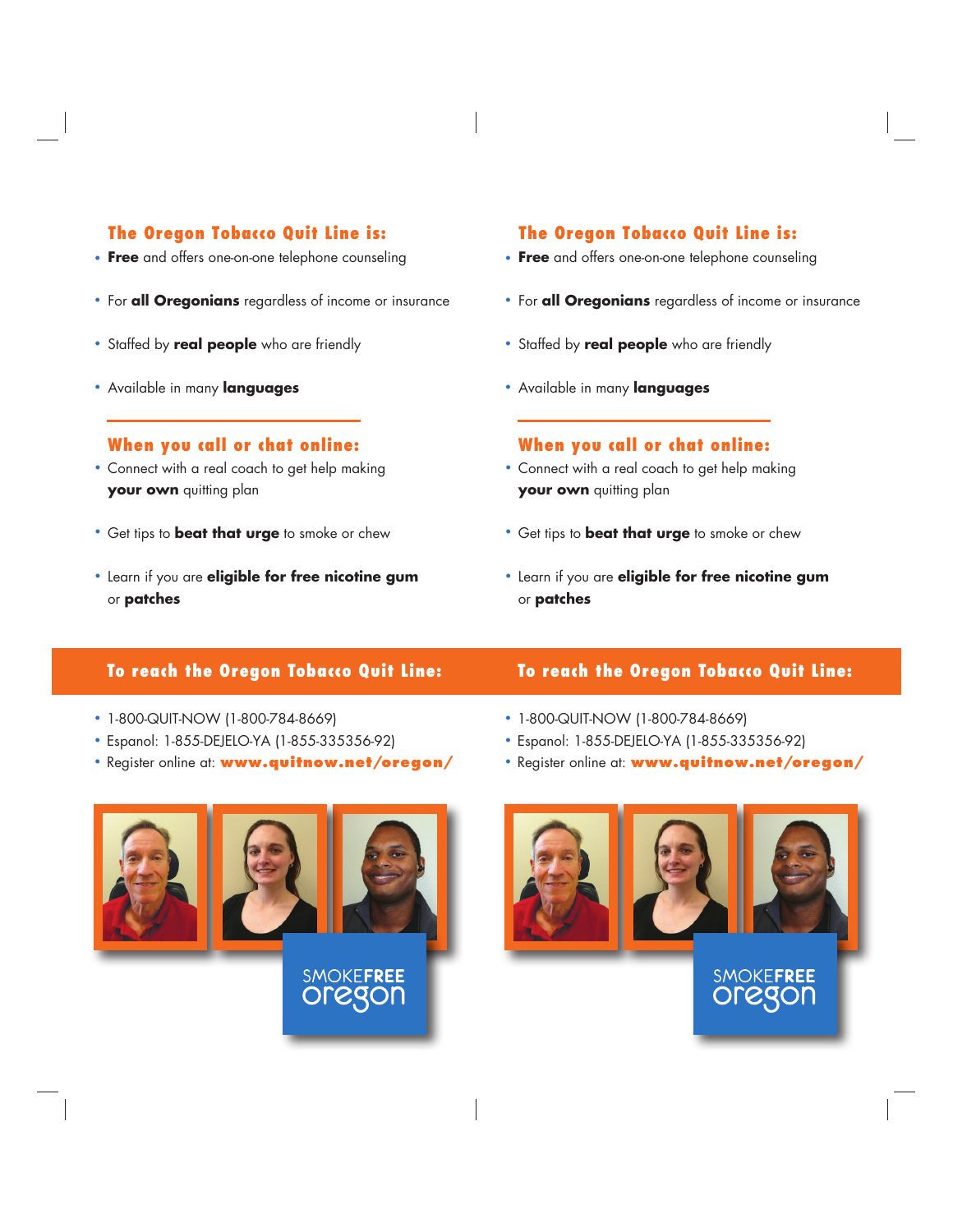## The Oregon Tobacco Quit Line is:

- **Free** and offers one-on-one telephone counseling
- For **all Oregonians** regardless of income or insurance
- Staffed by **real people** who are friendly
- Available in many **languages**

## When you call or chat online:

- Connect with a real coach to get help making **your own** quitting plan
- Get tips to **beat that urge** to smoke or chew
- Learn if you are **eligible for free nicotine gum** or **patches**

## To reach the Oregon Tobacco Quit Line:

- 1-800-QUIT-NOW (1-800-784-8669)
- Espanol: 1-855-DEJELO-YA (1-855-335356-92)
- Register online at: **www.quitnow.net/oregon/**

SMOKEFREE oregon

## The Oregon Tobacco Quit Line is:

- **Free** and offers one-on-one telephone counseling
- For **all Oregonians** regardless of income or insurance
- Staffed by **real people** who are friendly
- Available in many **languages**

## When you call or chat online:

- Connect with a real coach to get help making **your own** quitting plan
- Get tips to **beat that urge** to smoke or chew
- Learn if you are **eligible for free nicotine gum** or **patches**

## To reach the Oregon Tobacco Quit Line:

- 1-800-QUIT-NOW (1-800-784-8669)
- Espanol: 1-855-DEJELO-YA (1-855-335356-92)
- Register online at: **www.quitnow.net/oregon/**

SMOKEFREE oregon